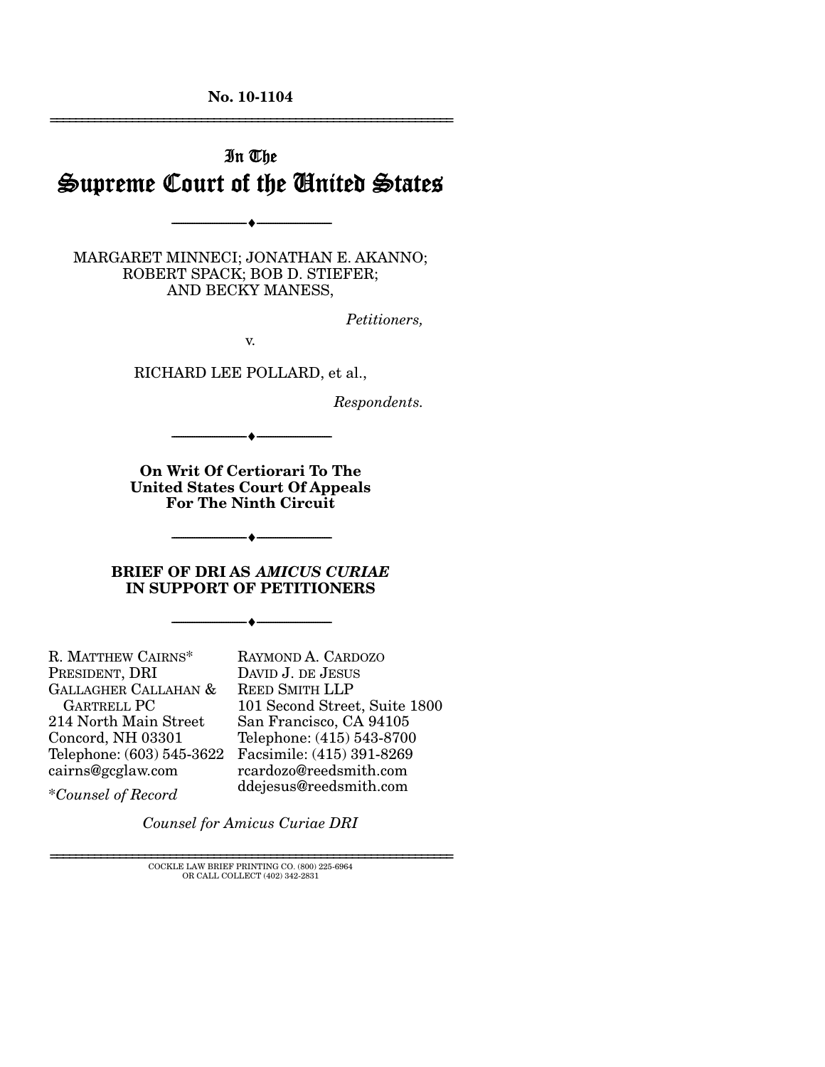**No. 10-1104**

---

# In The Supreme Court of the United States

---

MARGARET MINNECI; JONATHAN E. AKANNO; ROBERT SPACK; BOB D. STIEFER; AND BECKY MANESS,

*Petitioners,*

v.

RICHARD LEE POLLARD, et al.,

*Respondents.*

---

**On Writ Of Certiorari To The United States Court Of Appeals For The Ninth Circuit**

---

## BRIEF OF DRI AS *AMICUS CURIAE* IN SUPPORT OF PETITIONERS

---

R. MATTHEW CAIRNS*
PRESIDENT, DRI
GALLAGHER CALLAHAN & GARTRELL PC
214 North Main Street
Concord, NH 03301
Telephone: (603) 545-3622
cairns@gcglaw.com

*\*Counsel of Record*

RAYMOND A. CARDOZO
DAVID J. DE JESUS
REED SMITH LLP
101 Second Street, Suite 1800
San Francisco, CA 94105
Telephone: (415) 543-8700
Facsimile: (415) 391-8269
rcardozo@reedsmith.com
ddejesus@reedsmith.com

*Counsel for Amicus Curiae DRI*

---

COCKLE LAW BRIEF PRINTING CO. (800) 225-6964
OR CALL COLLECT (402) 342-2831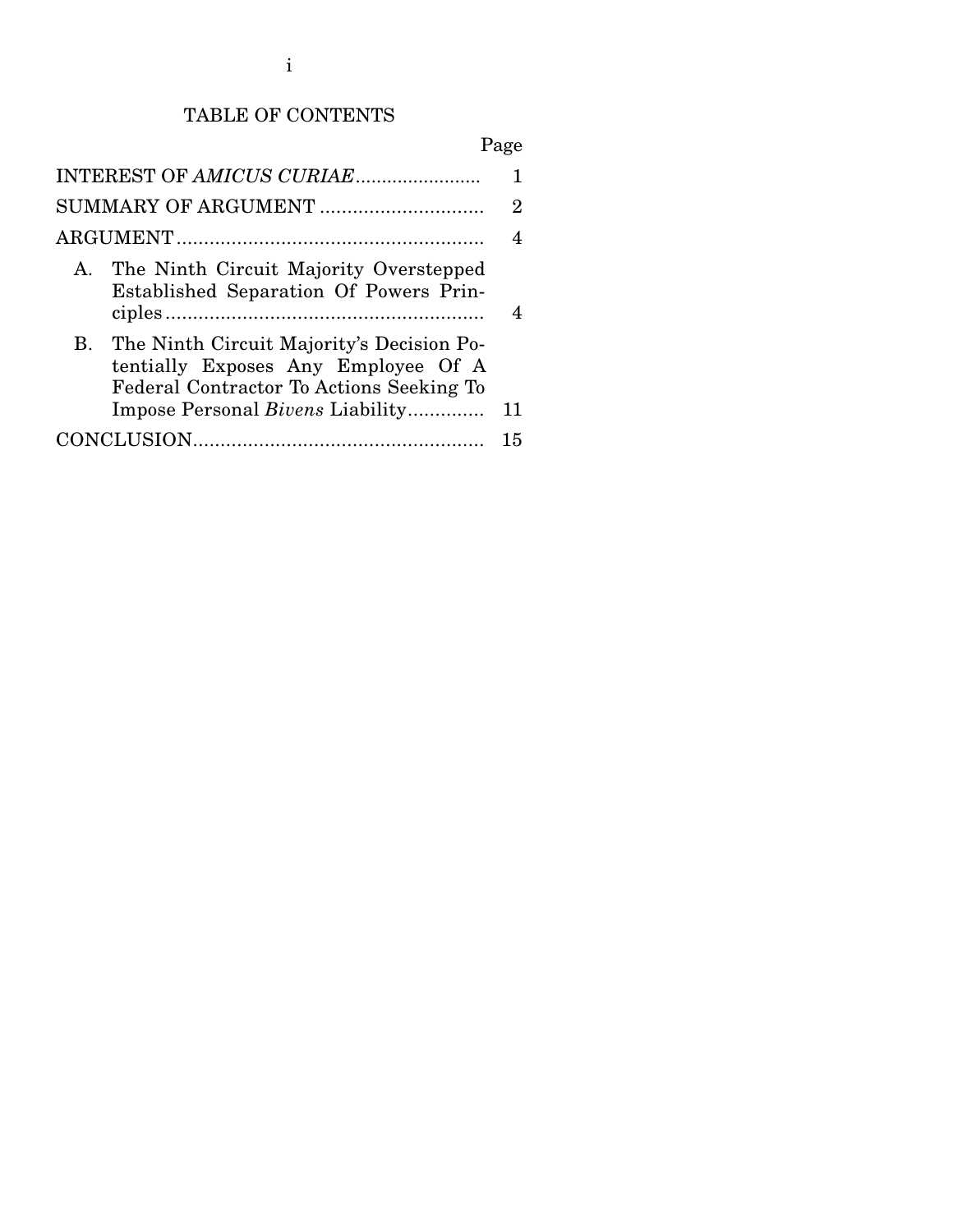# TABLE OF CONTENTS

| | Page |
|---|---|
| INTEREST OF *AMICUS CURIAE* | 1 |
| SUMMARY OF ARGUMENT | 2 |
| ARGUMENT | 4 |
| A. The Ninth Circuit Majority Overstepped Established Separation Of Powers Principles | 4 |
| B. The Ninth Circuit Majority's Decision Potentially Exposes Any Employee Of A Federal Contractor To Actions Seeking To Impose Personal *Bivens* Liability | 11 |
| CONCLUSION | 15 |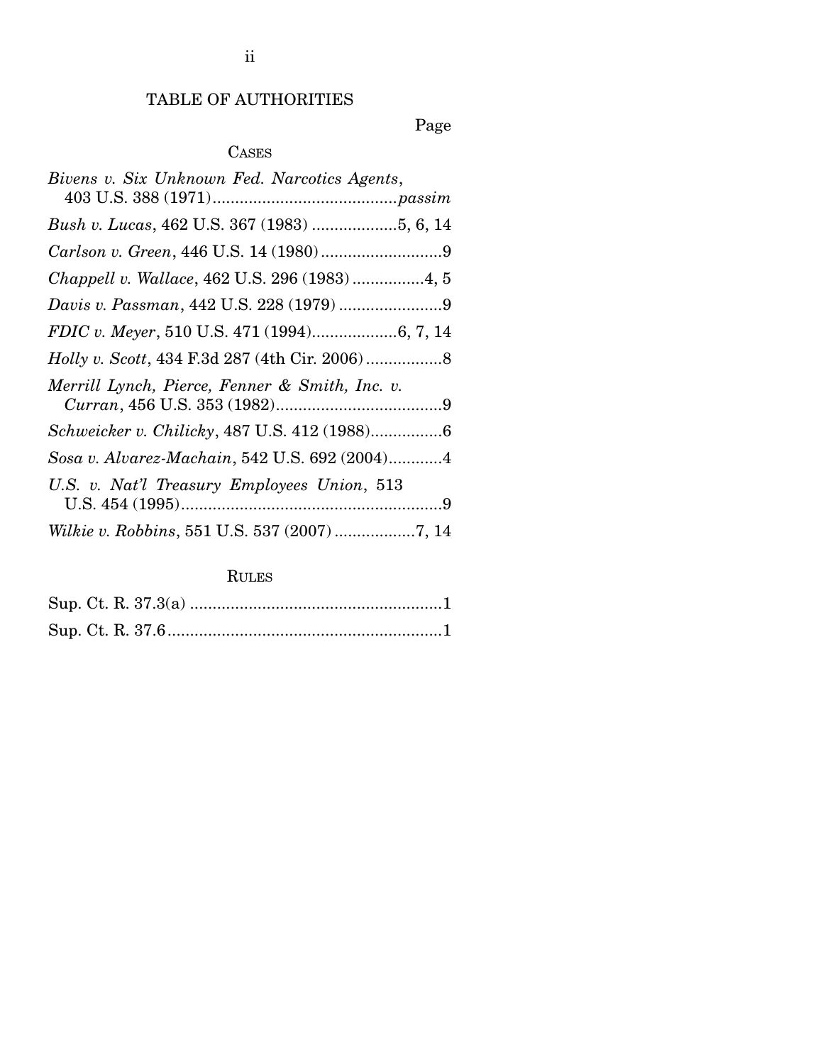# TABLE OF AUTHORITIES

Page

## CASES

*Bivens v. Six Unknown Fed. Narcotics Agents*, 403 U.S. 388 (1971) ........................................ *passim*

*Bush v. Lucas*, 462 U.S. 367 (1983) ...................5, 6, 14

*Carlson v. Green*, 446 U.S. 14 (1980) ...........................9

*Chappell v. Wallace*, 462 U.S. 296 (1983) ................4, 5

*Davis v. Passman*, 442 U.S. 228 (1979) .......................9

*FDIC v. Meyer*, 510 U.S. 471 (1994)...................6, 7, 14

*Holly v. Scott*, 434 F.3d 287 (4th Cir. 2006) .................8

*Merrill Lynch, Pierce, Fenner & Smith, Inc. v. Curran*, 456 U.S. 353 (1982).....................................9

*Schweicker v. Chilicky*, 487 U.S. 412 (1988)................6

*Sosa v. Alvarez-Machain*, 542 U.S. 692 (2004)............4

*U.S. v. Nat'l Treasury Employees Union*, 513 U.S. 454 (1995)..........................................................9

*Wilkie v. Robbins*, 551 U.S. 537 (2007) ..................7, 14

## RULES

Sup. Ct. R. 37.3(a) ........................................................1

Sup. Ct. R. 37.6.............................................................1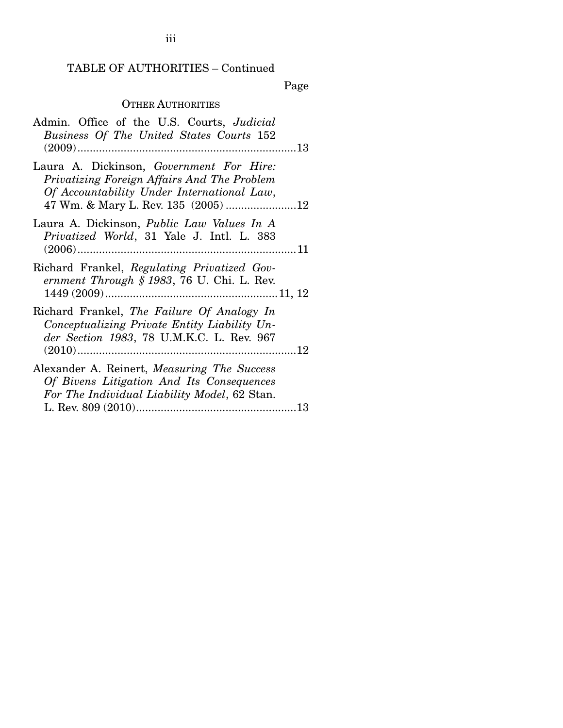TABLE OF AUTHORITIES – Continued

Page

OTHER AUTHORITIES

Admin. Office of the U.S. Courts, *Judicial Business Of The United States Courts* 152 (2009) ....................................................................13

Laura A. Dickinson, *Government For Hire: Privatizing Foreign Affairs And The Problem Of Accountability Under International Law*, 47 Wm. & Mary L. Rev. 135 (2005) .......................12

Laura A. Dickinson, *Public Law Values In A Privatized World*, 31 Yale J. Intl. L. 383 (2006) ....................................................................11

Richard Frankel, *Regulating Privatized Government Through § 1983*, 76 U. Chi. L. Rev. 1449 (2009) .........................................................11, 12

Richard Frankel, *The Failure Of Analogy In Conceptualizing Private Entity Liability Under Section 1983*, 78 U.M.K.C. L. Rev. 967 (2010) ....................................................................12

Alexander A. Reinert, *Measuring The Success Of Bivens Litigation And Its Consequences For The Individual Liability Model*, 62 Stan. L. Rev. 809 (2010) ....................................................13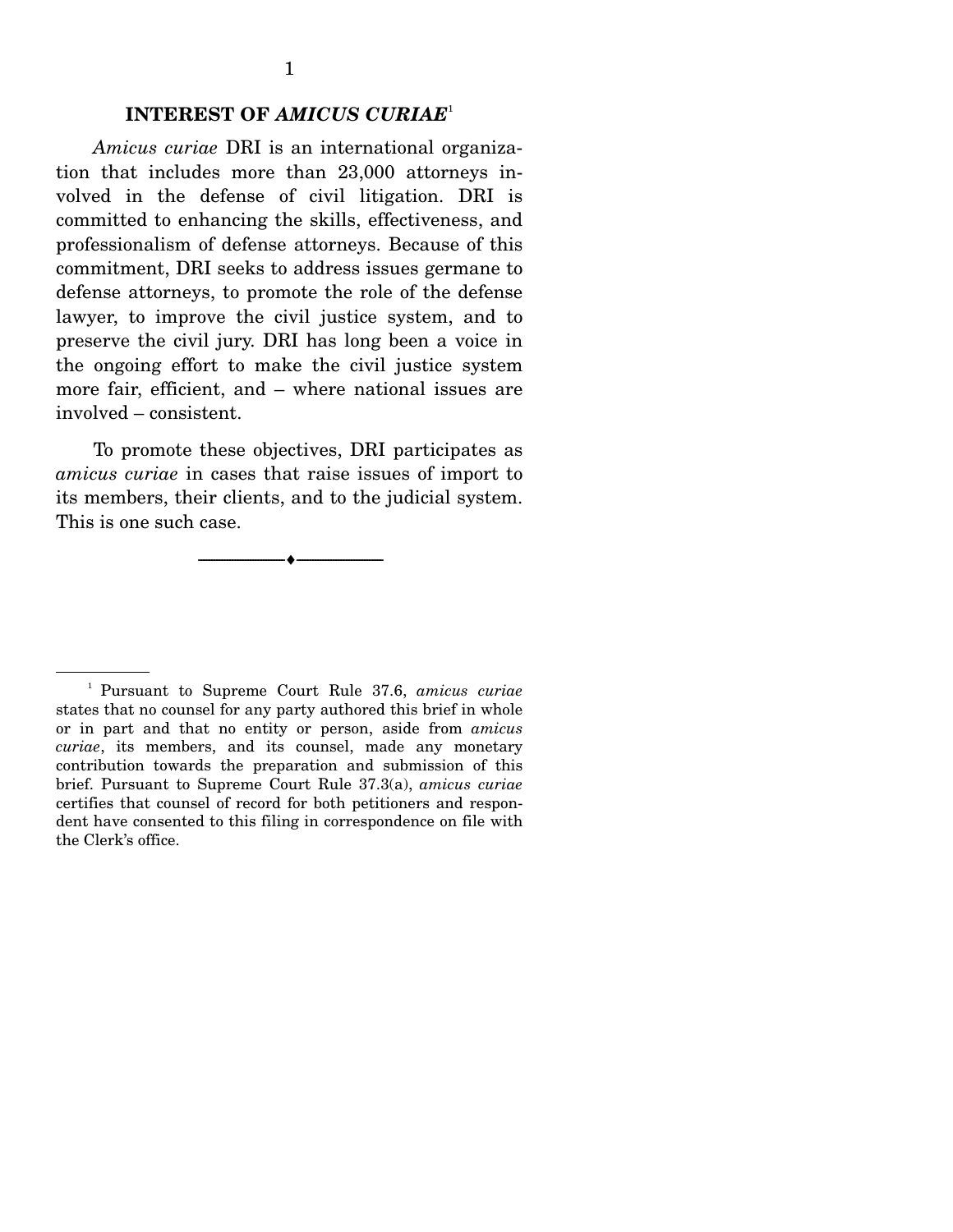## INTEREST OF *AMICUS CURIAE*[1]

*Amicus curiae* DRI is an international organization that includes more than 23,000 attorneys involved in the defense of civil litigation. DRI is committed to enhancing the skills, effectiveness, and professionalism of defense attorneys. Because of this commitment, DRI seeks to address issues germane to defense attorneys, to promote the role of the defense lawyer, to improve the civil justice system, and to preserve the civil jury. DRI has long been a voice in the ongoing effort to make the civil justice system more fair, efficient, and – where national issues are involved – consistent.

To promote these objectives, DRI participates as *amicus curiae* in cases that raise issues of import to its members, their clients, and to the judicial system. This is one such case.

---

[1] Pursuant to Supreme Court Rule 37.6, *amicus curiae* states that no counsel for any party authored this brief in whole or in part and that no entity or person, aside from *amicus curiae*, its members, and its counsel, made any monetary contribution towards the preparation and submission of this brief. Pursuant to Supreme Court Rule 37.3(a), *amicus curiae* certifies that counsel of record for both petitioners and respondent have consented to this filing in correspondence on file with the Clerk's office.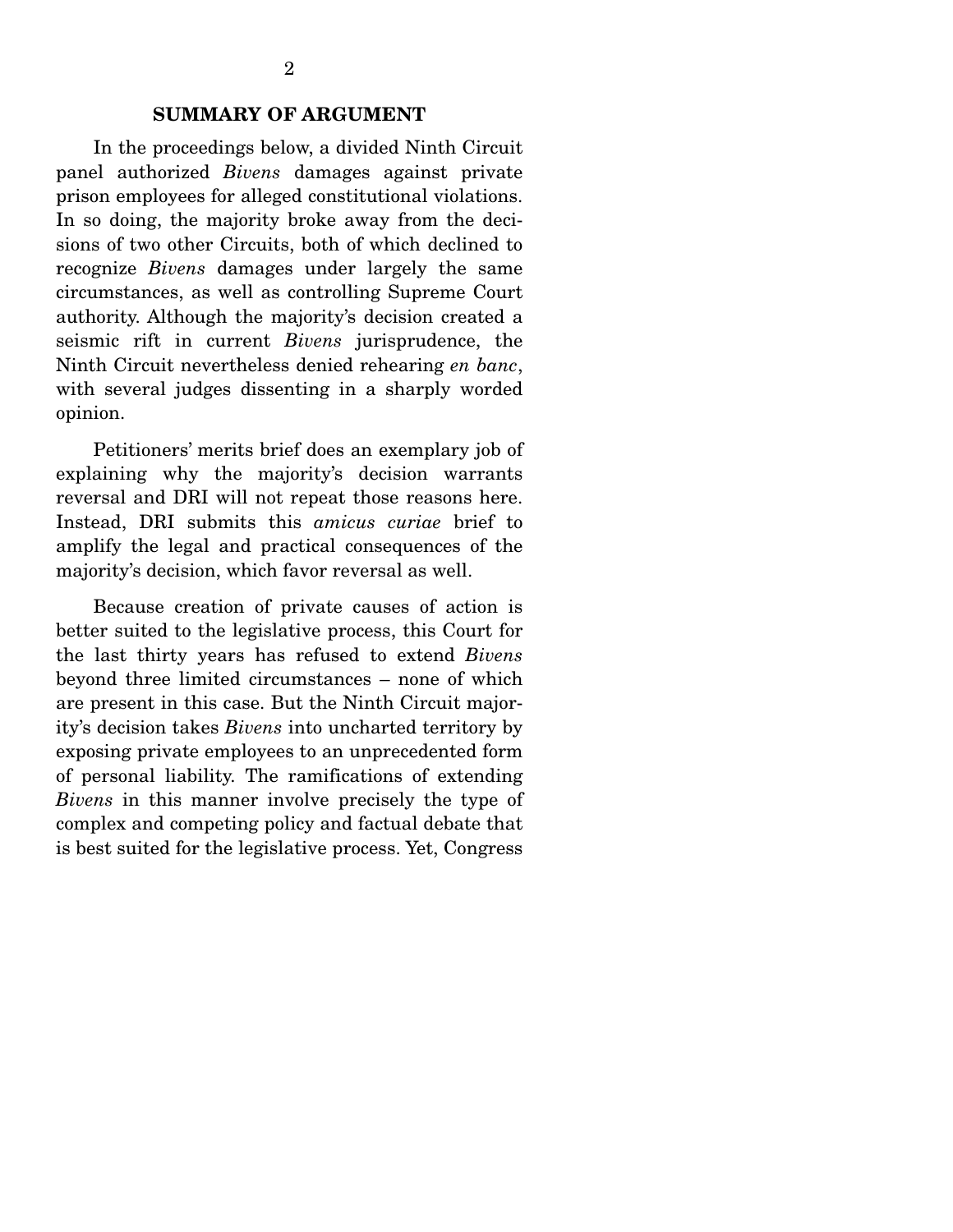## SUMMARY OF ARGUMENT

In the proceedings below, a divided Ninth Circuit panel authorized *Bivens* damages against private prison employees for alleged constitutional violations. In so doing, the majority broke away from the decisions of two other Circuits, both of which declined to recognize *Bivens* damages under largely the same circumstances, as well as controlling Supreme Court authority. Although the majority's decision created a seismic rift in current *Bivens* jurisprudence, the Ninth Circuit nevertheless denied rehearing *en banc*, with several judges dissenting in a sharply worded opinion.

Petitioners' merits brief does an exemplary job of explaining why the majority's decision warrants reversal and DRI will not repeat those reasons here. Instead, DRI submits this *amicus curiae* brief to amplify the legal and practical consequences of the majority's decision, which favor reversal as well.

Because creation of private causes of action is better suited to the legislative process, this Court for the last thirty years has refused to extend *Bivens* beyond three limited circumstances – none of which are present in this case. But the Ninth Circuit majority's decision takes *Bivens* into uncharted territory by exposing private employees to an unprecedented form of personal liability. The ramifications of extending *Bivens* in this manner involve precisely the type of complex and competing policy and factual debate that is best suited for the legislative process. Yet, Congress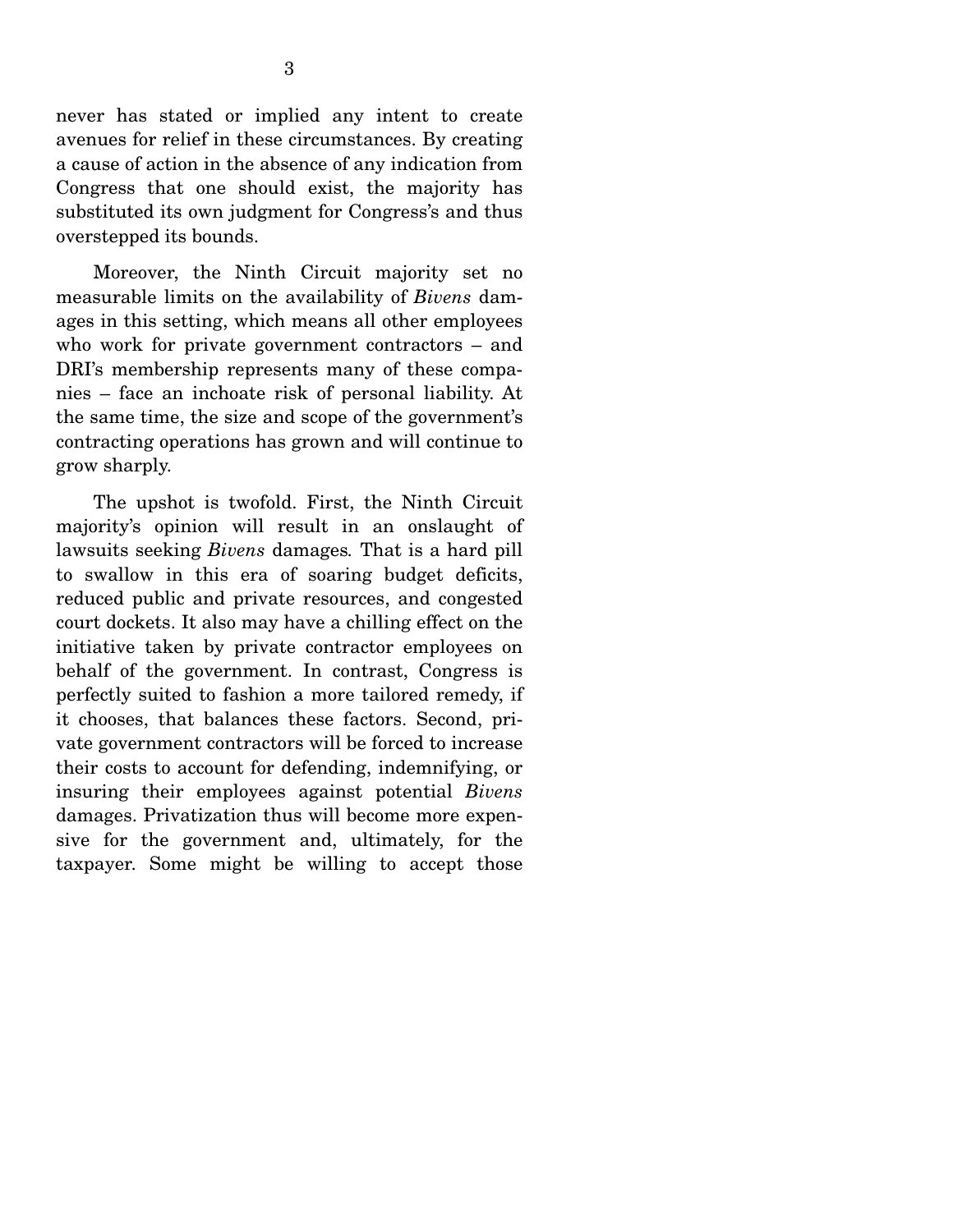never has stated or implied any intent to create avenues for relief in these circumstances. By creating a cause of action in the absence of any indication from Congress that one should exist, the majority has substituted its own judgment for Congress's and thus overstepped its bounds.

Moreover, the Ninth Circuit majority set no measurable limits on the availability of *Bivens* damages in this setting, which means all other employees who work for private government contractors – and DRI's membership represents many of these companies – face an inchoate risk of personal liability. At the same time, the size and scope of the government's contracting operations has grown and will continue to grow sharply.

The upshot is twofold. First, the Ninth Circuit majority's opinion will result in an onslaught of lawsuits seeking *Bivens* damages. That is a hard pill to swallow in this era of soaring budget deficits, reduced public and private resources, and congested court dockets. It also may have a chilling effect on the initiative taken by private contractor employees on behalf of the government. In contrast, Congress is perfectly suited to fashion a more tailored remedy, if it chooses, that balances these factors. Second, private government contractors will be forced to increase their costs to account for defending, indemnifying, or insuring their employees against potential *Bivens* damages. Privatization thus will become more expensive for the government and, ultimately, for the taxpayer. Some might be willing to accept those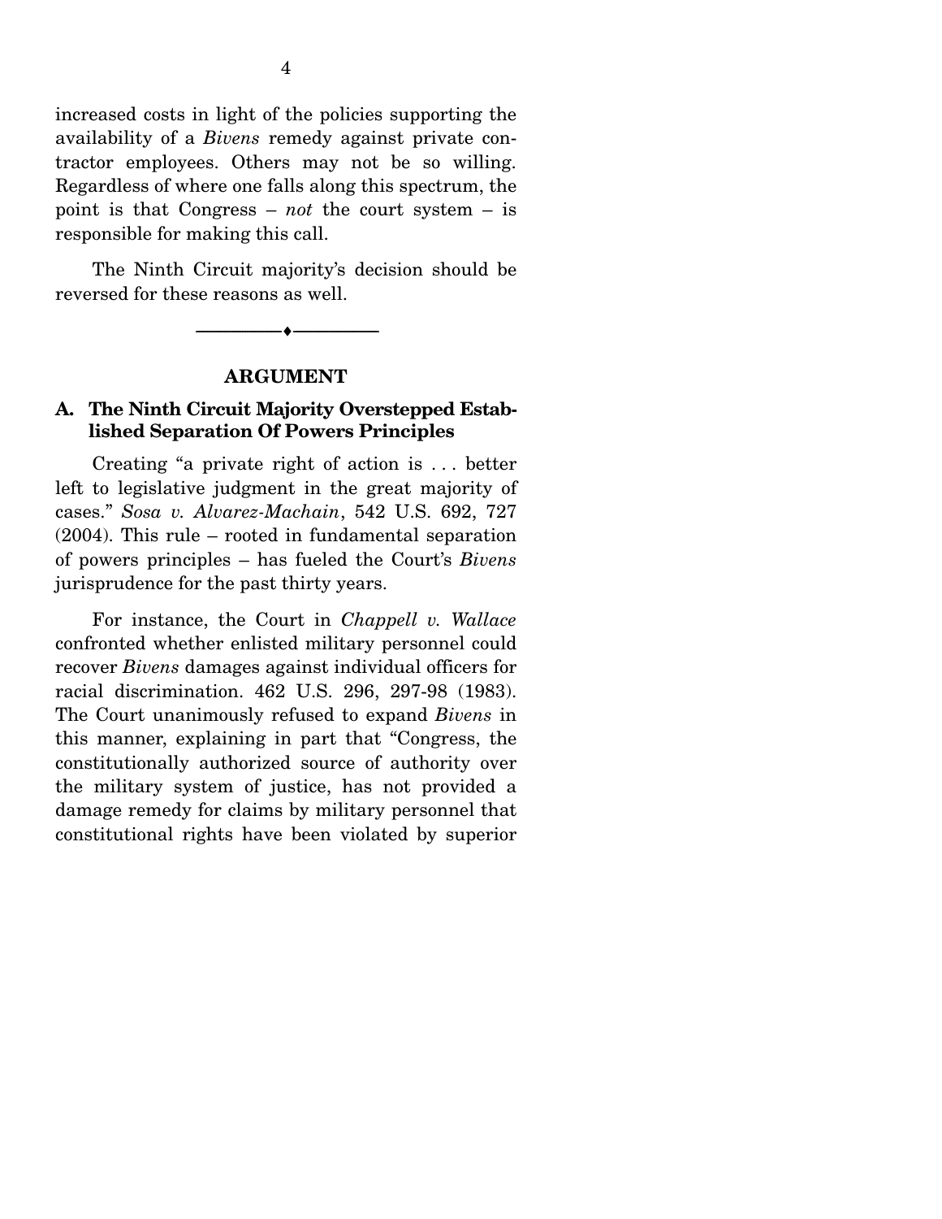increased costs in light of the policies supporting the availability of a *Bivens* remedy against private contractor employees. Others may not be so willing. Regardless of where one falls along this spectrum, the point is that Congress – *not* the court system – is responsible for making this call.

The Ninth Circuit majority's decision should be reversed for these reasons as well.

---

## ARGUMENT

### A. The Ninth Circuit Majority Overstepped Established Separation Of Powers Principles

Creating "a private right of action is . . . better left to legislative judgment in the great majority of cases." *Sosa v. Alvarez-Machain*, 542 U.S. 692, 727 (2004). This rule – rooted in fundamental separation of powers principles – has fueled the Court's *Bivens* jurisprudence for the past thirty years.

For instance, the Court in *Chappell v. Wallace* confronted whether enlisted military personnel could recover *Bivens* damages against individual officers for racial discrimination. 462 U.S. 296, 297-98 (1983). The Court unanimously refused to expand *Bivens* in this manner, explaining in part that "Congress, the constitutionally authorized source of authority over the military system of justice, has not provided a damage remedy for claims by military personnel that constitutional rights have been violated by superior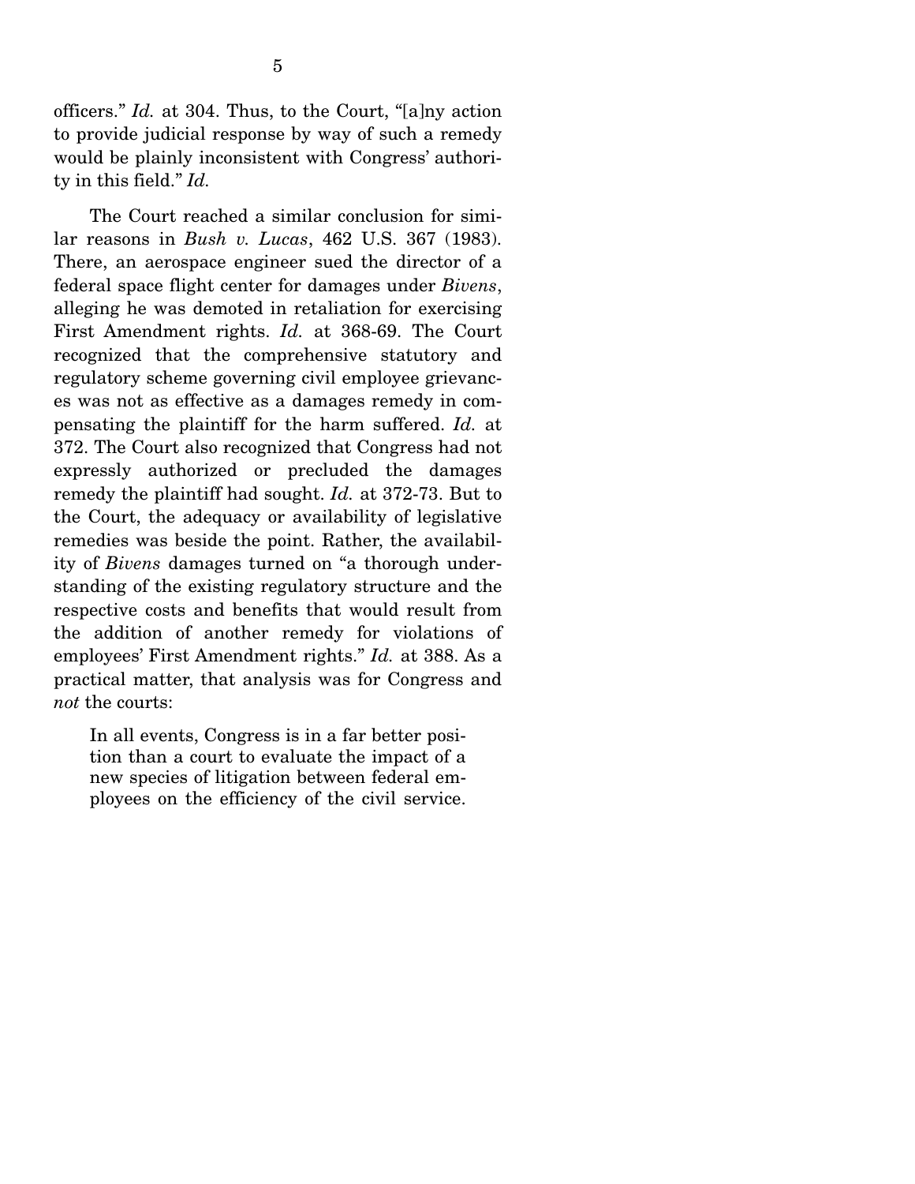officers." *Id.* at 304. Thus, to the Court, "[a]ny action to provide judicial response by way of such a remedy would be plainly inconsistent with Congress' authority in this field." *Id.*

The Court reached a similar conclusion for similar reasons in *Bush v. Lucas*, 462 U.S. 367 (1983). There, an aerospace engineer sued the director of a federal space flight center for damages under *Bivens*, alleging he was demoted in retaliation for exercising First Amendment rights. *Id.* at 368-69. The Court recognized that the comprehensive statutory and regulatory scheme governing civil employee grievances was not as effective as a damages remedy in compensating the plaintiff for the harm suffered. *Id.* at 372. The Court also recognized that Congress had not expressly authorized or precluded the damages remedy the plaintiff had sought. *Id.* at 372-73. But to the Court, the adequacy or availability of legislative remedies was beside the point. Rather, the availability of *Bivens* damages turned on "a thorough understanding of the existing regulatory structure and the respective costs and benefits that would result from the addition of another remedy for violations of employees' First Amendment rights." *Id.* at 388. As a practical matter, that analysis was for Congress and *not* the courts:

> In all events, Congress is in a far better position than a court to evaluate the impact of a new species of litigation between federal employees on the efficiency of the civil service.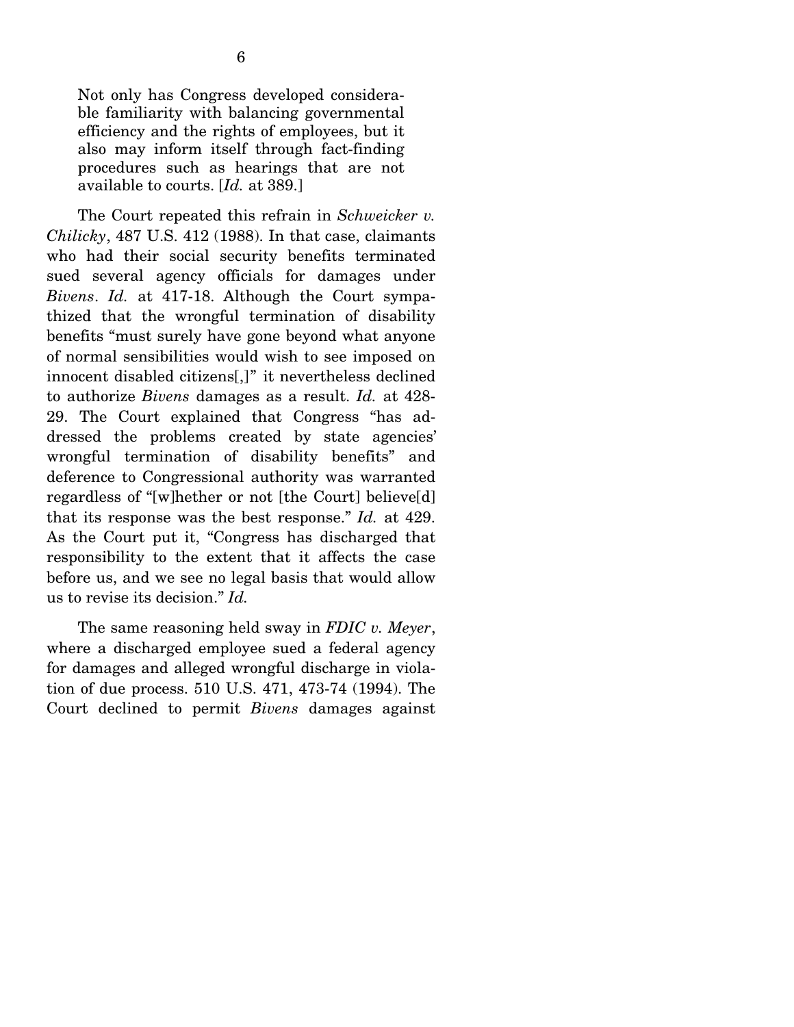> Not only has Congress developed considerable familiarity with balancing governmental efficiency and the rights of employees, but it also may inform itself through fact-finding procedures such as hearings that are not available to courts. [*Id.* at 389.]

The Court repeated this refrain in *Schweicker v. Chilicky*, 487 U.S. 412 (1988). In that case, claimants who had their social security benefits terminated sued several agency officials for damages under *Bivens*. *Id.* at 417-18. Although the Court sympathized that the wrongful termination of disability benefits "must surely have gone beyond what anyone of normal sensibilities would wish to see imposed on innocent disabled citizens[,]" it nevertheless declined to authorize *Bivens* damages as a result. *Id.* at 428-29. The Court explained that Congress "has addressed the problems created by state agencies' wrongful termination of disability benefits" and deference to Congressional authority was warranted regardless of "[w]hether or not [the Court] believe[d] that its response was the best response." *Id.* at 429. As the Court put it, "Congress has discharged that responsibility to the extent that it affects the case before us, and we see no legal basis that would allow us to revise its decision." *Id.*

The same reasoning held sway in *FDIC v. Meyer*, where a discharged employee sued a federal agency for damages and alleged wrongful discharge in violation of due process. 510 U.S. 471, 473-74 (1994). The Court declined to permit *Bivens* damages against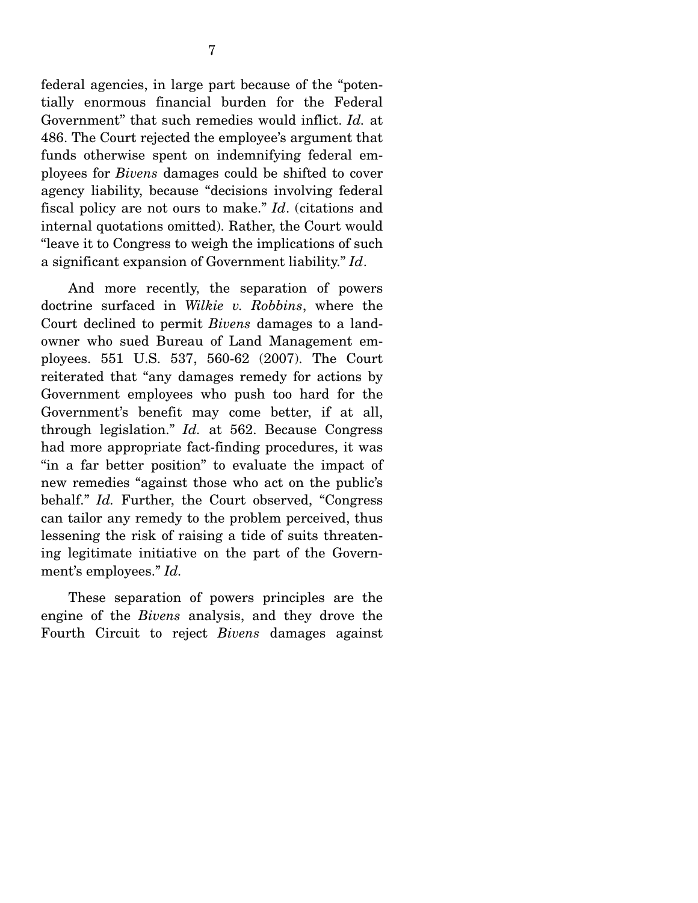federal agencies, in large part because of the "potentially enormous financial burden for the Federal Government" that such remedies would inflict. *Id.* at 486. The Court rejected the employee's argument that funds otherwise spent on indemnifying federal employees for *Bivens* damages could be shifted to cover agency liability, because "decisions involving federal fiscal policy are not ours to make." *Id*. (citations and internal quotations omitted). Rather, the Court would "leave it to Congress to weigh the implications of such a significant expansion of Government liability." *Id*.

And more recently, the separation of powers doctrine surfaced in *Wilkie v. Robbins*, where the Court declined to permit *Bivens* damages to a landowner who sued Bureau of Land Management employees. 551 U.S. 537, 560-62 (2007). The Court reiterated that "any damages remedy for actions by Government employees who push too hard for the Government's benefit may come better, if at all, through legislation." *Id.* at 562. Because Congress had more appropriate fact-finding procedures, it was "in a far better position" to evaluate the impact of new remedies "against those who act on the public's behalf." *Id.* Further, the Court observed, "Congress can tailor any remedy to the problem perceived, thus lessening the risk of raising a tide of suits threatening legitimate initiative on the part of the Government's employees." *Id.*

These separation of powers principles are the engine of the *Bivens* analysis, and they drove the Fourth Circuit to reject *Bivens* damages against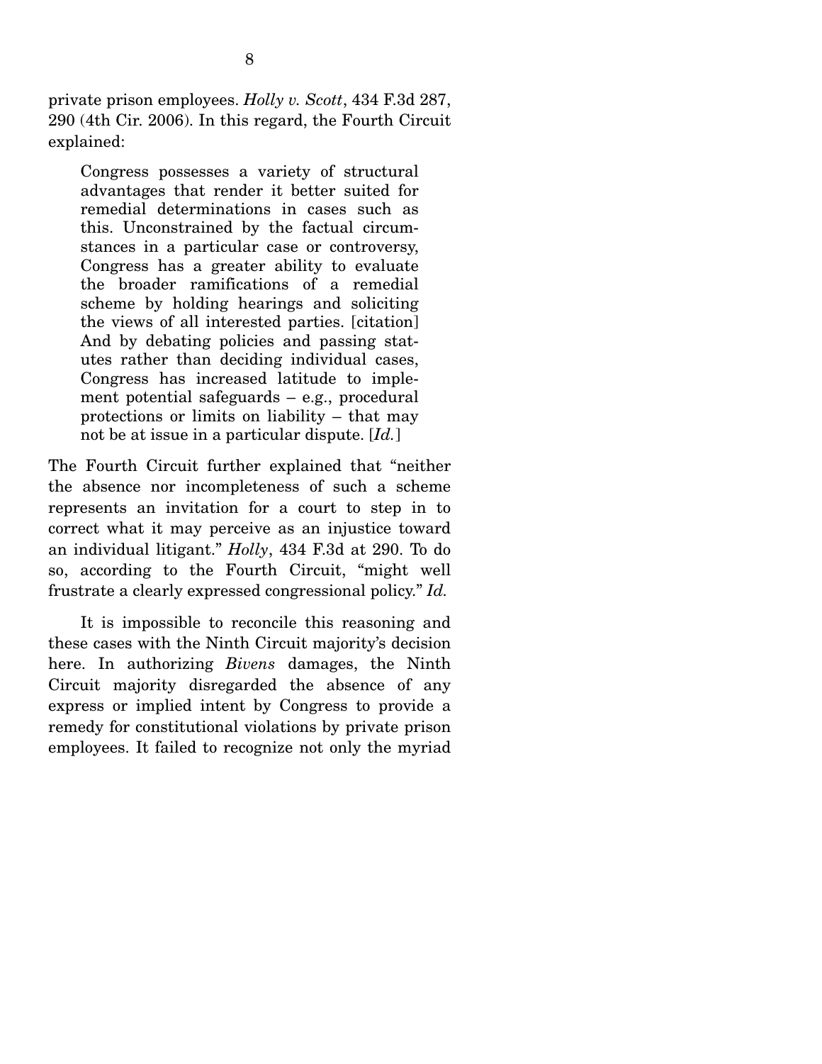private prison employees. *Holly v. Scott*, 434 F.3d 287, 290 (4th Cir. 2006). In this regard, the Fourth Circuit explained:

> Congress possesses a variety of structural advantages that render it better suited for remedial determinations in cases such as this. Unconstrained by the factual circumstances in a particular case or controversy, Congress has a greater ability to evaluate the broader ramifications of a remedial scheme by holding hearings and soliciting the views of all interested parties. [citation] And by debating policies and passing statutes rather than deciding individual cases, Congress has increased latitude to implement potential safeguards – e.g., procedural protections or limits on liability – that may not be at issue in a particular dispute. [*Id.*]

The Fourth Circuit further explained that "neither the absence nor incompleteness of such a scheme represents an invitation for a court to step in to correct what it may perceive as an injustice toward an individual litigant." *Holly*, 434 F.3d at 290. To do so, according to the Fourth Circuit, "might well frustrate a clearly expressed congressional policy." *Id.*

It is impossible to reconcile this reasoning and these cases with the Ninth Circuit majority's decision here. In authorizing *Bivens* damages, the Ninth Circuit majority disregarded the absence of any express or implied intent by Congress to provide a remedy for constitutional violations by private prison employees. It failed to recognize not only the myriad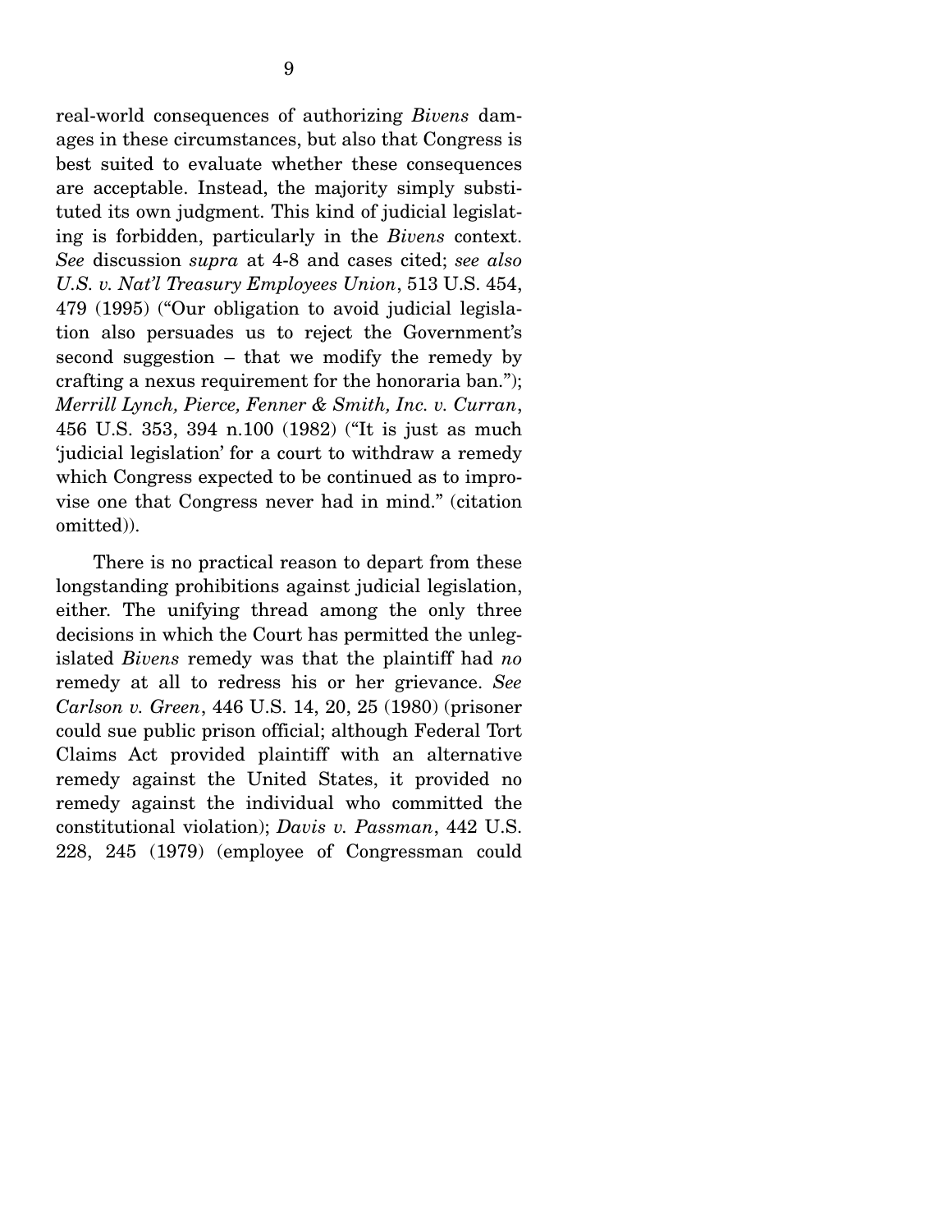real-world consequences of authorizing *Bivens* damages in these circumstances, but also that Congress is best suited to evaluate whether these consequences are acceptable. Instead, the majority simply substituted its own judgment. This kind of judicial legislating is forbidden, particularly in the *Bivens* context. *See* discussion *supra* at 4-8 and cases cited; *see also U.S. v. Nat'l Treasury Employees Union*, 513 U.S. 454, 479 (1995) ("Our obligation to avoid judicial legislation also persuades us to reject the Government's second suggestion – that we modify the remedy by crafting a nexus requirement for the honoraria ban."); *Merrill Lynch, Pierce, Fenner & Smith, Inc. v. Curran*, 456 U.S. 353, 394 n.100 (1982) ("It is just as much 'judicial legislation' for a court to withdraw a remedy which Congress expected to be continued as to improvise one that Congress never had in mind." (citation omitted)).

There is no practical reason to depart from these longstanding prohibitions against judicial legislation, either. The unifying thread among the only three decisions in which the Court has permitted the unlegislated *Bivens* remedy was that the plaintiff had *no* remedy at all to redress his or her grievance. *See Carlson v. Green*, 446 U.S. 14, 20, 25 (1980) (prisoner could sue public prison official; although Federal Tort Claims Act provided plaintiff with an alternative remedy against the United States, it provided no remedy against the individual who committed the constitutional violation); *Davis v. Passman*, 442 U.S. 228, 245 (1979) (employee of Congressman could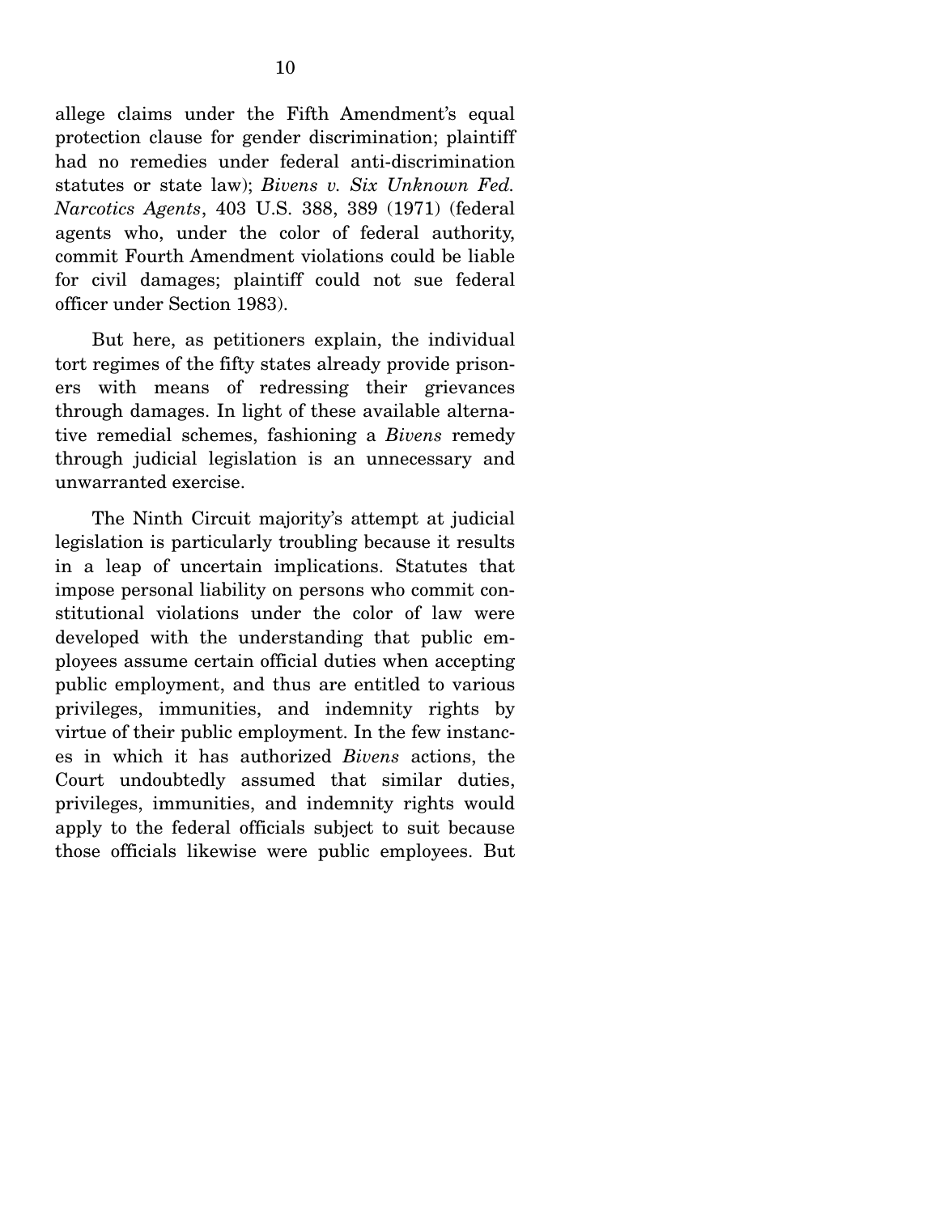allege claims under the Fifth Amendment's equal protection clause for gender discrimination; plaintiff had no remedies under federal anti-discrimination statutes or state law); *Bivens v. Six Unknown Fed. Narcotics Agents*, 403 U.S. 388, 389 (1971) (federal agents who, under the color of federal authority, commit Fourth Amendment violations could be liable for civil damages; plaintiff could not sue federal officer under Section 1983).

But here, as petitioners explain, the individual tort regimes of the fifty states already provide prisoners with means of redressing their grievances through damages. In light of these available alternative remedial schemes, fashioning a *Bivens* remedy through judicial legislation is an unnecessary and unwarranted exercise.

The Ninth Circuit majority's attempt at judicial legislation is particularly troubling because it results in a leap of uncertain implications. Statutes that impose personal liability on persons who commit constitutional violations under the color of law were developed with the understanding that public employees assume certain official duties when accepting public employment, and thus are entitled to various privileges, immunities, and indemnity rights by virtue of their public employment. In the few instances in which it has authorized *Bivens* actions, the Court undoubtedly assumed that similar duties, privileges, immunities, and indemnity rights would apply to the federal officials subject to suit because those officials likewise were public employees. But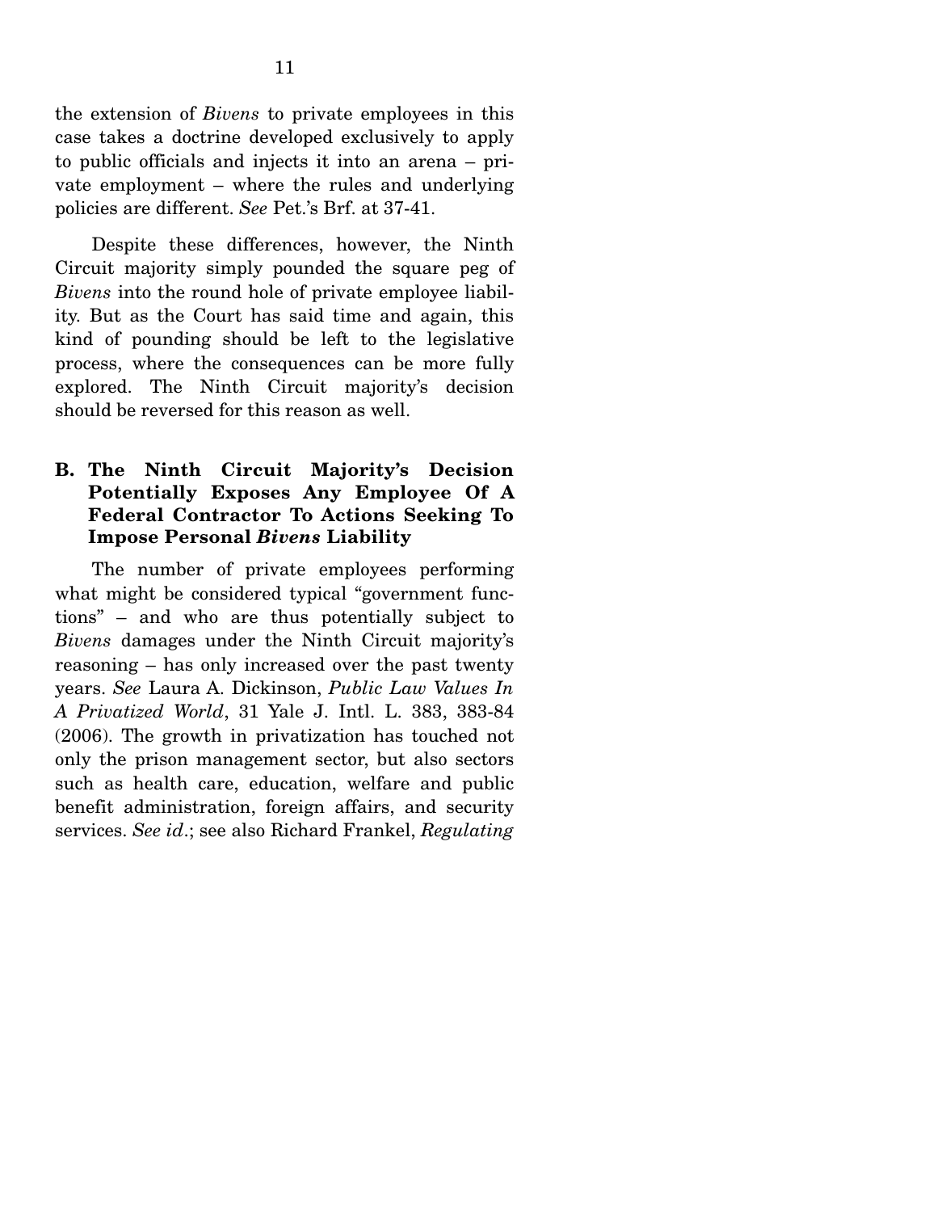the extension of *Bivens* to private employees in this case takes a doctrine developed exclusively to apply to public officials and injects it into an arena – private employment – where the rules and underlying policies are different. *See* Pet.'s Brf. at 37-41.

Despite these differences, however, the Ninth Circuit majority simply pounded the square peg of *Bivens* into the round hole of private employee liability. But as the Court has said time and again, this kind of pounding should be left to the legislative process, where the consequences can be more fully explored. The Ninth Circuit majority's decision should be reversed for this reason as well.

### B. The Ninth Circuit Majority's Decision Potentially Exposes Any Employee Of A Federal Contractor To Actions Seeking To Impose Personal *Bivens* Liability

The number of private employees performing what might be considered typical "government functions" – and who are thus potentially subject to *Bivens* damages under the Ninth Circuit majority's reasoning – has only increased over the past twenty years. *See* Laura A. Dickinson, *Public Law Values In A Privatized World*, 31 Yale J. Intl. L. 383, 383-84 (2006). The growth in privatization has touched not only the prison management sector, but also sectors such as health care, education, welfare and public benefit administration, foreign affairs, and security services. *See id*.; see also Richard Frankel, *Regulating*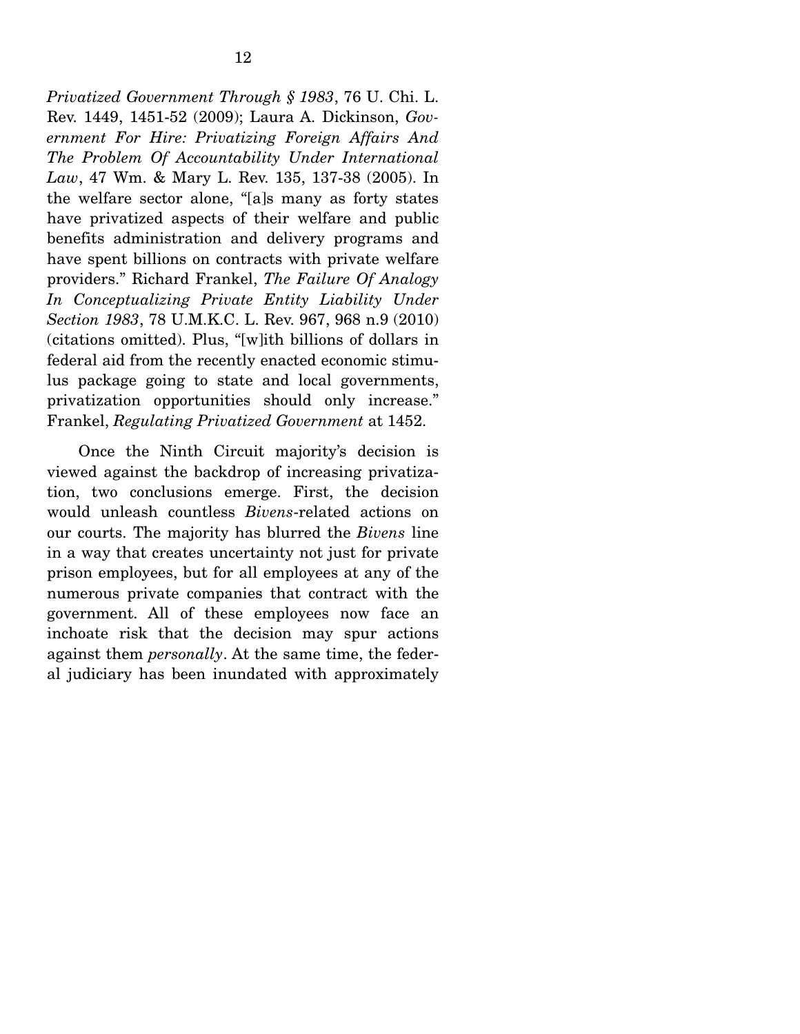*Privatized Government Through § 1983*, 76 U. Chi. L. Rev. 1449, 1451-52 (2009); Laura A. Dickinson, *Government For Hire: Privatizing Foreign Affairs And The Problem Of Accountability Under International Law*, 47 Wm. & Mary L. Rev. 135, 137-38 (2005). In the welfare sector alone, "[a]s many as forty states have privatized aspects of their welfare and public benefits administration and delivery programs and have spent billions on contracts with private welfare providers." Richard Frankel, *The Failure Of Analogy In Conceptualizing Private Entity Liability Under Section 1983*, 78 U.M.K.C. L. Rev. 967, 968 n.9 (2010) (citations omitted). Plus, "[w]ith billions of dollars in federal aid from the recently enacted economic stimulus package going to state and local governments, privatization opportunities should only increase." Frankel, *Regulating Privatized Government* at 1452.

Once the Ninth Circuit majority's decision is viewed against the backdrop of increasing privatization, two conclusions emerge. First, the decision would unleash countless *Bivens*-related actions on our courts. The majority has blurred the *Bivens* line in a way that creates uncertainty not just for private prison employees, but for all employees at any of the numerous private companies that contract with the government. All of these employees now face an inchoate risk that the decision may spur actions against them *personally*. At the same time, the federal judiciary has been inundated with approximately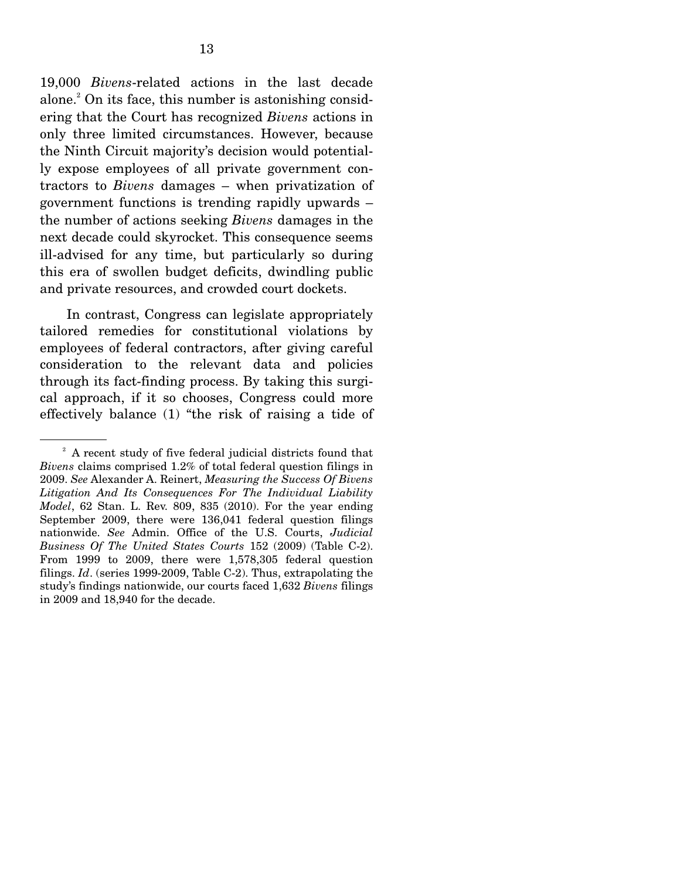19,000 *Bivens*-related actions in the last decade alone.[2] On its face, this number is astonishing considering that the Court has recognized *Bivens* actions in only three limited circumstances. However, because the Ninth Circuit majority's decision would potentially expose employees of all private government contractors to *Bivens* damages – when privatization of government functions is trending rapidly upwards – the number of actions seeking *Bivens* damages in the next decade could skyrocket. This consequence seems ill-advised for any time, but particularly so during this era of swollen budget deficits, dwindling public and private resources, and crowded court dockets.

In contrast, Congress can legislate appropriately tailored remedies for constitutional violations by employees of federal contractors, after giving careful consideration to the relevant data and policies through its fact-finding process. By taking this surgical approach, if it so chooses, Congress could more effectively balance (1) "the risk of raising a tide of

---

[2] A recent study of five federal judicial districts found that *Bivens* claims comprised 1.2% of total federal question filings in 2009. *See* Alexander A. Reinert, *Measuring the Success Of Bivens Litigation And Its Consequences For The Individual Liability Model*, 62 Stan. L. Rev. 809, 835 (2010). For the year ending September 2009, there were 136,041 federal question filings nationwide. *See* Admin. Office of the U.S. Courts, *Judicial Business Of The United States Courts* 152 (2009) (Table C-2). From 1999 to 2009, there were 1,578,305 federal question filings. *Id*. (series 1999-2009, Table C-2). Thus, extrapolating the study's findings nationwide, our courts faced 1,632 *Bivens* filings in 2009 and 18,940 for the decade.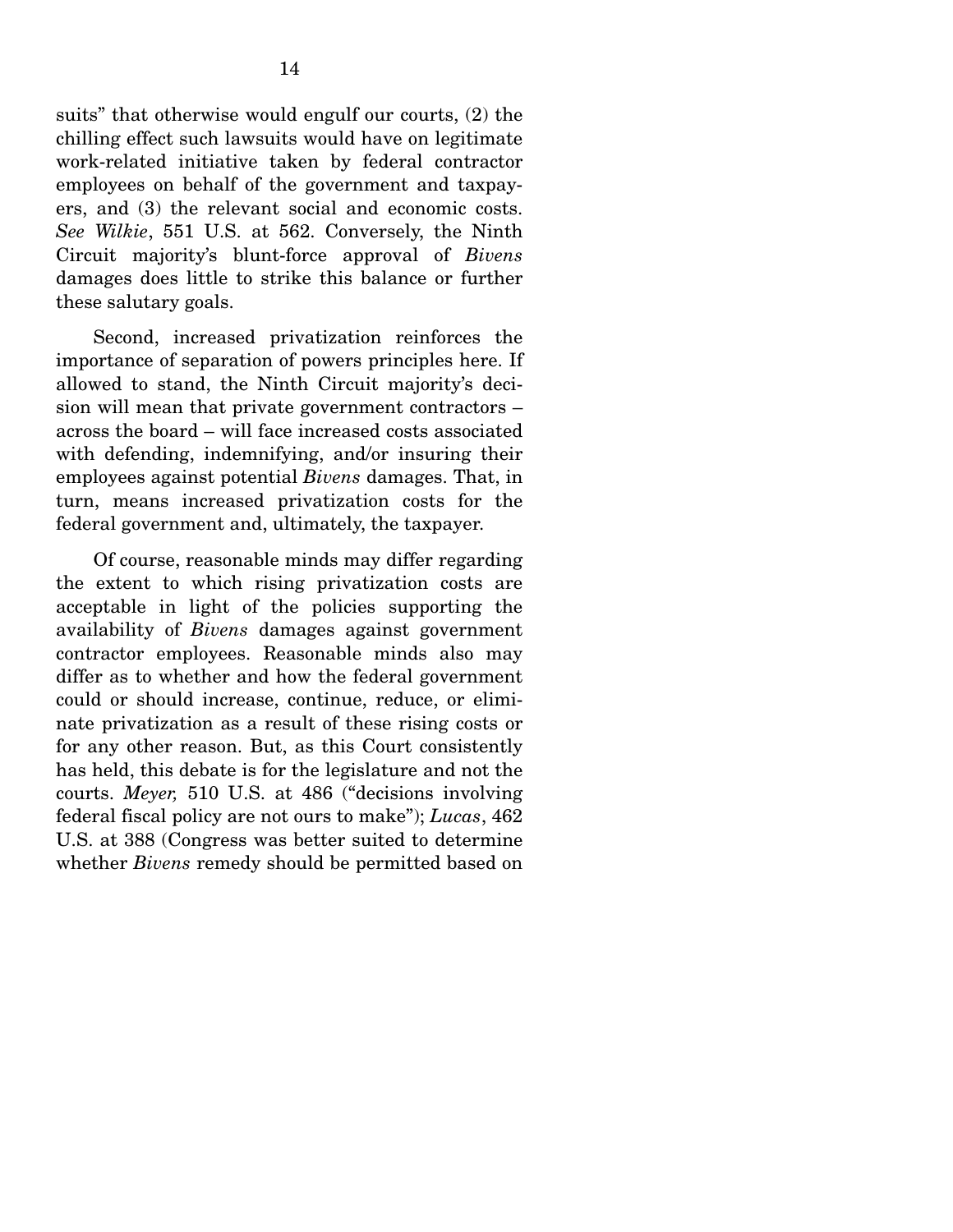suits" that otherwise would engulf our courts, (2) the chilling effect such lawsuits would have on legitimate work-related initiative taken by federal contractor employees on behalf of the government and taxpayers, and (3) the relevant social and economic costs. *See Wilkie*, 551 U.S. at 562. Conversely, the Ninth Circuit majority's blunt-force approval of *Bivens* damages does little to strike this balance or further these salutary goals.

Second, increased privatization reinforces the importance of separation of powers principles here. If allowed to stand, the Ninth Circuit majority's decision will mean that private government contractors – across the board – will face increased costs associated with defending, indemnifying, and/or insuring their employees against potential *Bivens* damages. That, in turn, means increased privatization costs for the federal government and, ultimately, the taxpayer.

Of course, reasonable minds may differ regarding the extent to which rising privatization costs are acceptable in light of the policies supporting the availability of *Bivens* damages against government contractor employees. Reasonable minds also may differ as to whether and how the federal government could or should increase, continue, reduce, or eliminate privatization as a result of these rising costs or for any other reason. But, as this Court consistently has held, this debate is for the legislature and not the courts. *Meyer,* 510 U.S. at 486 ("decisions involving federal fiscal policy are not ours to make"); *Lucas*, 462 U.S. at 388 (Congress was better suited to determine whether *Bivens* remedy should be permitted based on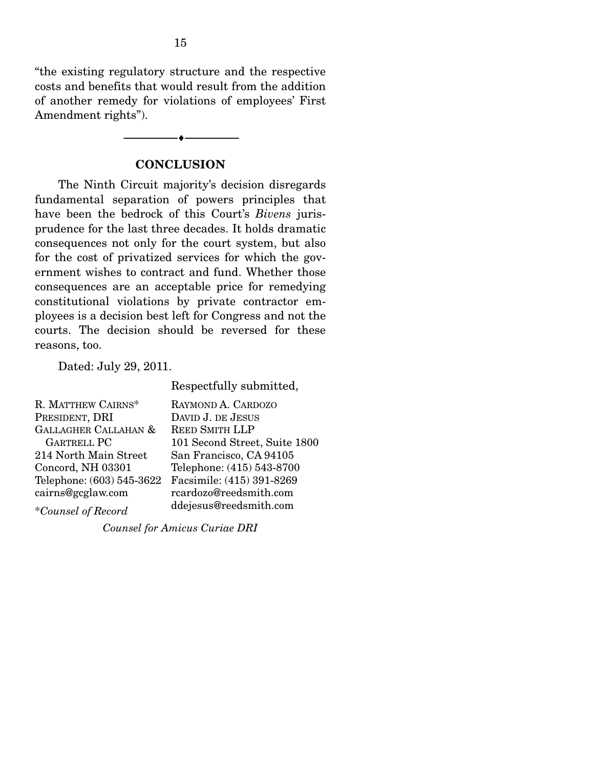"the existing regulatory structure and the respective costs and benefits that would result from the addition of another remedy for violations of employees' First Amendment rights").

## CONCLUSION

The Ninth Circuit majority's decision disregards fundamental separation of powers principles that have been the bedrock of this Court's *Bivens* jurisprudence for the last three decades. It holds dramatic consequences not only for the court system, but also for the cost of privatized services for which the government wishes to contract and fund. Whether those consequences are an acceptable price for remedying constitutional violations by private contractor employees is a decision best left for Congress and not the courts. The decision should be reversed for these reasons, too.

Dated: July 29, 2011.

Respectfully submitted,

R. MATTHEW CAIRNS*
PRESIDENT, DRI
GALLAGHER CALLAHAN & GARTRELL PC
214 North Main Street
Concord, NH 03301
Telephone: (603) 545-3622
cairns@gcglaw.com

**Counsel of Record*

RAYMOND A. CARDOZO
DAVID J. DE JESUS
REED SMITH LLP
101 Second Street, Suite 1800
San Francisco, CA 94105
Telephone: (415) 543-8700
Facsimile: (415) 391-8269
rcardozo@reedsmith.com
ddejesus@reedsmith.com

*Counsel for Amicus Curiae DRI*